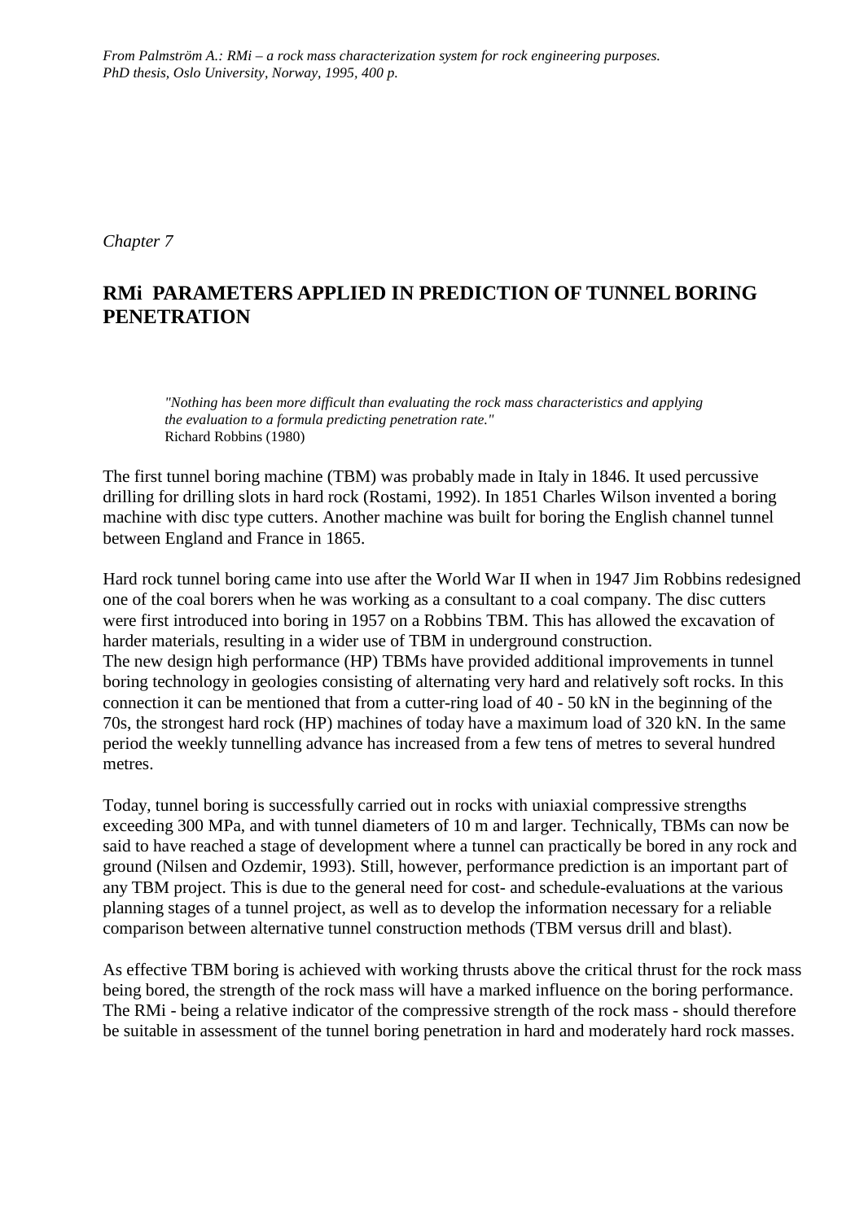*From Palmström A.: RMi – a rock mass characterization system for rock engineering purposes. PhD thesis, Oslo University, Norway, 1995, 400 p.*

*Chapter 7*

# RMi PARAMETERS APPLIED IN PREDICTION OF TUNNEL BORING PENETRATION

> *"Nothing has been more difficult than evaluating the rock mass characteristics and applying the evaluation to a formula predicting penetration rate."*
> Richard Robbins (1980)

The first tunnel boring machine (TBM) was probably made in Italy in 1846. It used percussive drilling for drilling slots in hard rock (Rostami, 1992). In 1851 Charles Wilson invented a boring machine with disc type cutters. Another machine was built for boring the English channel tunnel between England and France in 1865.

Hard rock tunnel boring came into use after the World War II when in 1947 Jim Robbins redesigned one of the coal borers when he was working as a consultant to a coal company. The disc cutters were first introduced into boring in 1957 on a Robbins TBM. This has allowed the excavation of harder materials, resulting in a wider use of TBM in underground construction.
The new design high performance (HP) TBMs have provided additional improvements in tunnel boring technology in geologies consisting of alternating very hard and relatively soft rocks. In this connection it can be mentioned that from a cutter-ring load of 40 - 50 kN in the beginning of the 70s, the strongest hard rock (HP) machines of today have a maximum load of 320 kN. In the same period the weekly tunnelling advance has increased from a few tens of metres to several hundred metres.

Today, tunnel boring is successfully carried out in rocks with uniaxial compressive strengths exceeding 300 MPa, and with tunnel diameters of 10 m and larger. Technically, TBMs can now be said to have reached a stage of development where a tunnel can practically be bored in any rock and ground (Nilsen and Ozdemir, 1993). Still, however, performance prediction is an important part of any TBM project. This is due to the general need for cost- and schedule-evaluations at the various planning stages of a tunnel project, as well as to develop the information necessary for a reliable comparison between alternative tunnel construction methods (TBM versus drill and blast).

As effective TBM boring is achieved with working thrusts above the critical thrust for the rock mass being bored, the strength of the rock mass will have a marked influence on the boring performance. The RMi - being a relative indicator of the compressive strength of the rock mass - should therefore be suitable in assessment of the tunnel boring penetration in hard and moderately hard rock masses.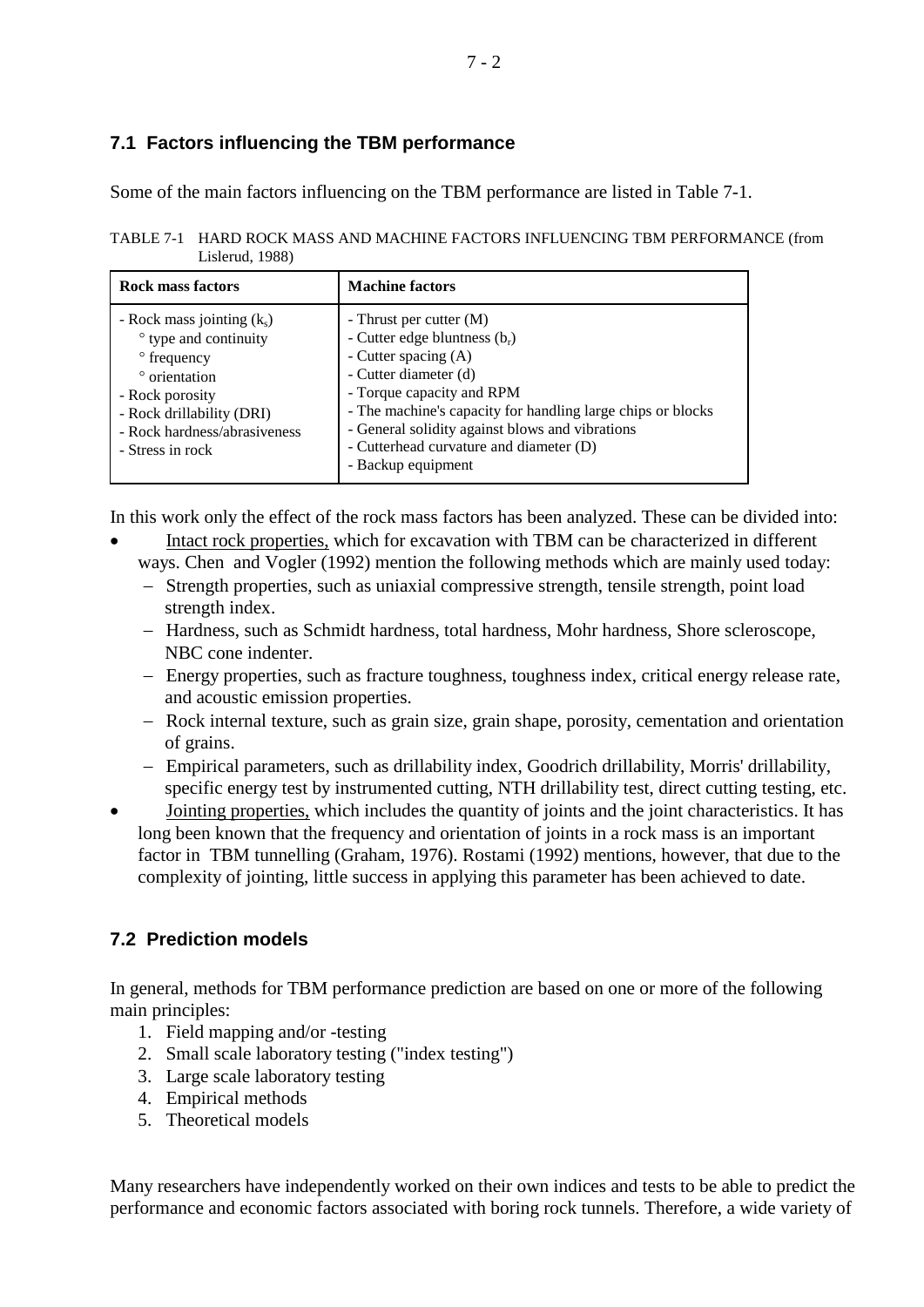## 7.1 Factors influencing the TBM performance

Some of the main factors influencing on the TBM performance are listed in Table 7-1.

TABLE 7-1 HARD ROCK MASS AND MACHINE FACTORS INFLUENCING TBM PERFORMANCE (from Lislerud, 1988)

| Rock mass factors | Machine factors |
|---|---|
| - Rock mass jointing ($k_s$)<br>° type and continuity<br>° frequency<br>° orientation<br>- Rock porosity<br>- Rock drillability (DRI)<br>- Rock hardness/abrasiveness<br>- Stress in rock | - Thrust per cutter (M)<br>- Cutter edge bluntness ($b_r$)<br>- Cutter spacing (A)<br>- Cutter diameter (d)<br>- Torque capacity and RPM<br>- The machine's capacity for handling large chips or blocks<br>- General solidity against blows and vibrations<br>- Cutterhead curvature and diameter (D)<br>- Backup equipment |

In this work only the effect of the rock mass factors has been analyzed. These can be divided into:

- Intact rock properties, which for excavation with TBM can be characterized in different ways. Chen and Vogler (1992) mention the following methods which are mainly used today:
  - Strength properties, such as uniaxial compressive strength, tensile strength, point load strength index.
  - Hardness, such as Schmidt hardness, total hardness, Mohr hardness, Shore scleroscope, NBC cone indenter.
  - Energy properties, such as fracture toughness, toughness index, critical energy release rate, and acoustic emission properties.
  - Rock internal texture, such as grain size, grain shape, porosity, cementation and orientation of grains.
  - Empirical parameters, such as drillability index, Goodrich drillability, Morris' drillability, specific energy test by instrumented cutting, NTH drillability test, direct cutting testing, etc.
- Jointing properties, which includes the quantity of joints and the joint characteristics. It has long been known that the frequency and orientation of joints in a rock mass is an important factor in TBM tunnelling (Graham, 1976). Rostami (1992) mentions, however, that due to the complexity of jointing, little success in applying this parameter has been achieved to date.

## 7.2 Prediction models

In general, methods for TBM performance prediction are based on one or more of the following main principles:

1. Field mapping and/or -testing
2. Small scale laboratory testing ("index testing")
3. Large scale laboratory testing
4. Empirical methods
5. Theoretical models

Many researchers have independently worked on their own indices and tests to be able to predict the performance and economic factors associated with boring rock tunnels. Therefore, a wide variety of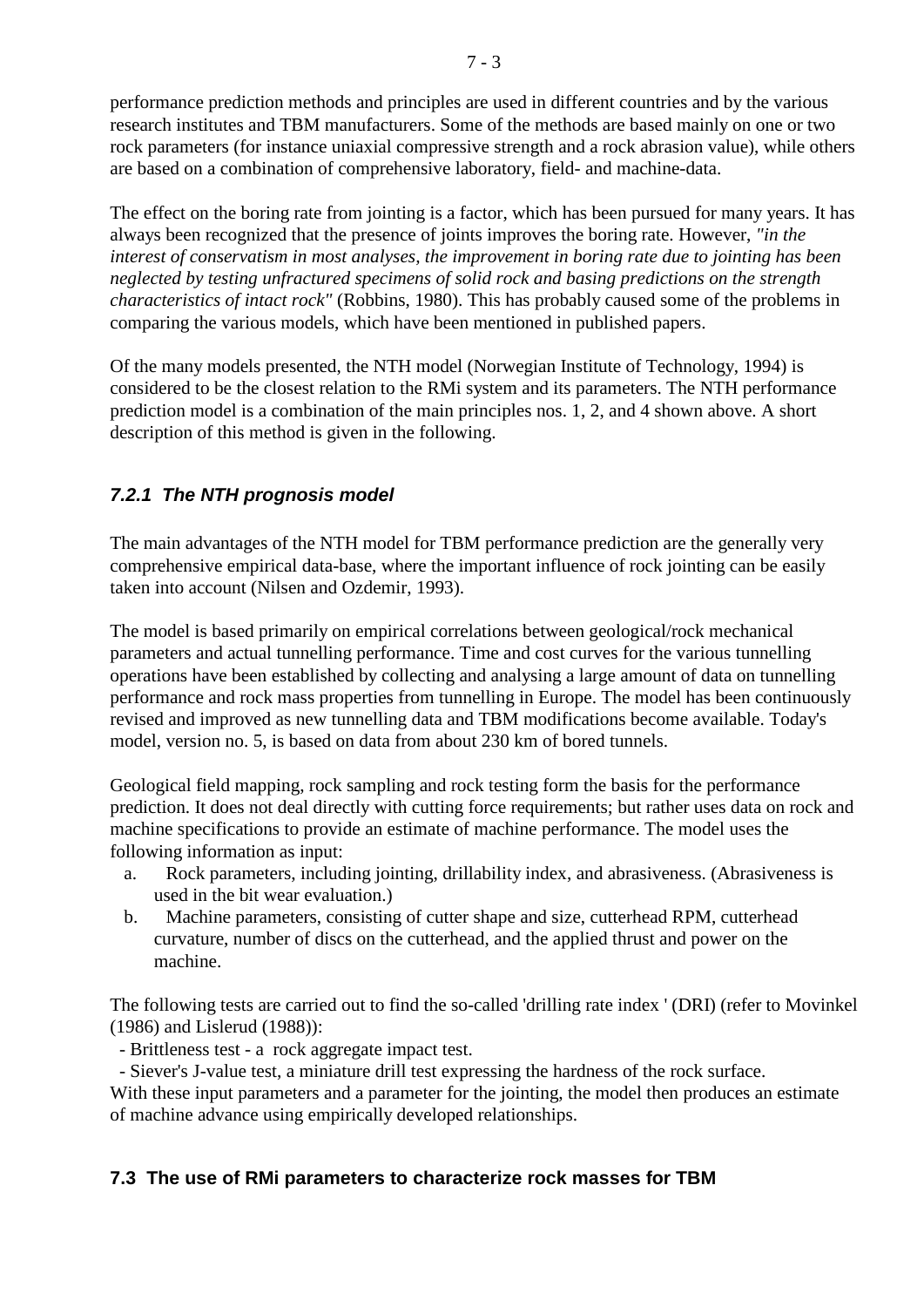performance prediction methods and principles are used in different countries and by the various research institutes and TBM manufacturers. Some of the methods are based mainly on one or two rock parameters (for instance uniaxial compressive strength and a rock abrasion value), while others are based on a combination of comprehensive laboratory, field- and machine-data.

The effect on the boring rate from jointing is a factor, which has been pursued for many years. It has always been recognized that the presence of joints improves the boring rate. However, *"in the interest of conservatism in most analyses, the improvement in boring rate due to jointing has been neglected by testing unfractured specimens of solid rock and basing predictions on the strength characteristics of intact rock"* (Robbins, 1980). This has probably caused some of the problems in comparing the various models, which have been mentioned in published papers.

Of the many models presented, the NTH model (Norwegian Institute of Technology, 1994) is considered to be the closest relation to the RMi system and its parameters. The NTH performance prediction model is a combination of the main principles nos. 1, 2, and 4 shown above. A short description of this method is given in the following.

### *7.2.1 The NTH prognosis model*

The main advantages of the NTH model for TBM performance prediction are the generally very comprehensive empirical data-base, where the important influence of rock jointing can be easily taken into account (Nilsen and Ozdemir, 1993).

The model is based primarily on empirical correlations between geological/rock mechanical parameters and actual tunnelling performance. Time and cost curves for the various tunnelling operations have been established by collecting and analysing a large amount of data on tunnelling performance and rock mass properties from tunnelling in Europe. The model has been continuously revised and improved as new tunnelling data and TBM modifications become available. Today's model, version no. 5, is based on data from about 230 km of bored tunnels.

Geological field mapping, rock sampling and rock testing form the basis for the performance prediction. It does not deal directly with cutting force requirements; but rather uses data on rock and machine specifications to provide an estimate of machine performance. The model uses the following information as input:

a. Rock parameters, including jointing, drillability index, and abrasiveness. (Abrasiveness is used in the bit wear evaluation.)
b. Machine parameters, consisting of cutter shape and size, cutterhead RPM, cutterhead curvature, number of discs on the cutterhead, and the applied thrust and power on the machine.

The following tests are carried out to find the so-called 'drilling rate index ' (DRI) (refer to Movinkel (1986) and Lislerud (1988)):

- Brittleness test - a rock aggregate impact test.
- Siever's J-value test, a miniature drill test expressing the hardness of the rock surface.

With these input parameters and a parameter for the jointing, the model then produces an estimate of machine advance using empirically developed relationships.

## 7.3 The use of RMi parameters to characterize rock masses for TBM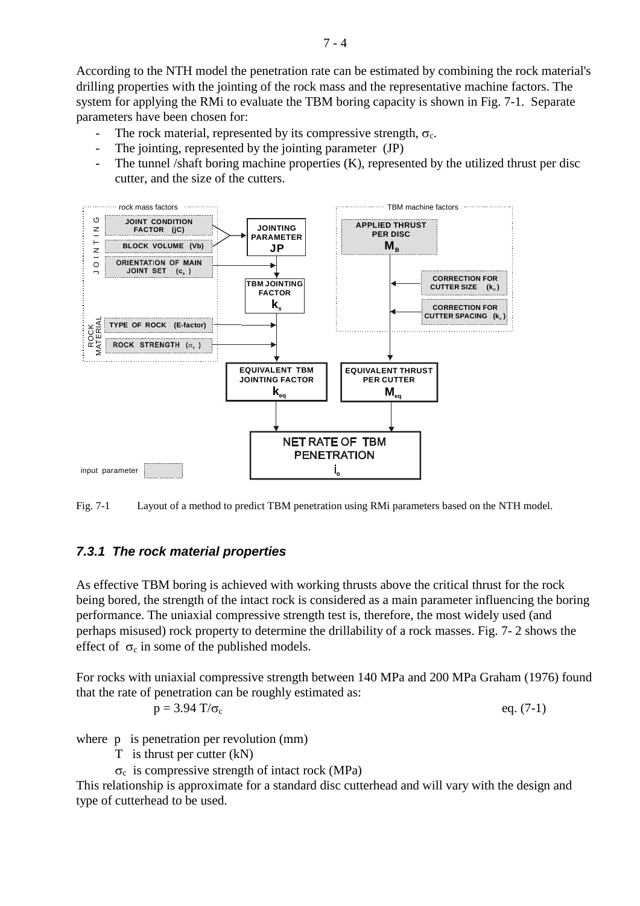According to the NTH model the penetration rate can be estimated by combining the rock material's drilling properties with the jointing of the rock mass and the representative machine factors. The system for applying the RMi to evaluate the TBM boring capacity is shown in Fig. 7-1. Separate parameters have been chosen for:

- The rock material, represented by its compressive strength, $\sigma_c$.
- The jointing, represented by the jointing parameter (JP)
- The tunnel /shaft boring machine properties (K), represented by the utilized thrust per disc cutter, and the size of the cutters.

Fig. 7-1 Layout of a method to predict TBM penetration using RMi parameters based on the NTH model.

### *7.3.1 The rock material properties*

As effective TBM boring is achieved with working thrusts above the critical thrust for the rock being bored, the strength of the intact rock is considered as a main parameter influencing the boring performance. The uniaxial compressive strength test is, therefore, the most widely used (and perhaps misused) rock property to determine the drillability of a rock masses. Fig. 7- 2 shows the effect of $\sigma_c$ in some of the published models.

For rocks with uniaxial compressive strength between 140 MPa and 200 MPa Graham (1976) found that the rate of penetration can be roughly estimated as:

$$p = 3.94\ T/\sigma_c \qquad \text{eq. (7-1)}$$

where p is penetration per revolution (mm)

T is thrust per cutter (kN)

$\sigma_c$ is compressive strength of intact rock (MPa)

This relationship is approximate for a standard disc cutterhead and will vary with the design and type of cutterhead to be used.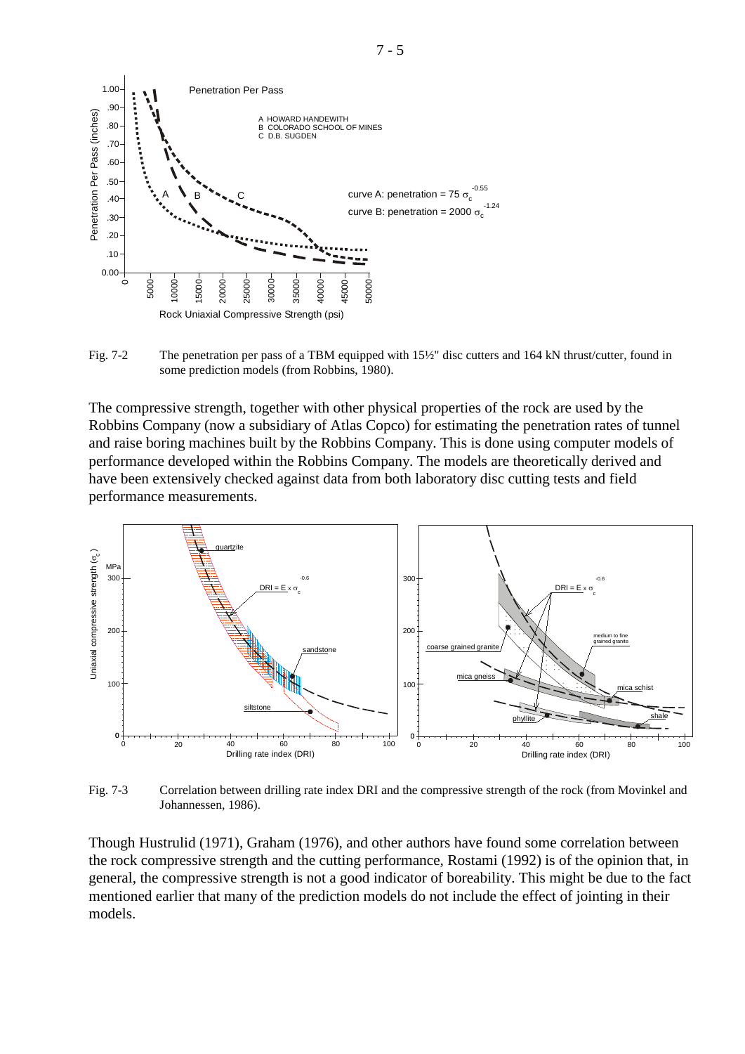Fig. 7-2 The penetration per pass of a TBM equipped with 15½" disc cutters and 164 kN thrust/cutter, found in some prediction models (from Robbins, 1980).

The compressive strength, together with other physical properties of the rock are used by the Robbins Company (now a subsidiary of Atlas Copco) for estimating the penetration rates of tunnel and raise boring machines built by the Robbins Company. This is done using computer models of performance developed within the Robbins Company. The models are theoretically derived and have been extensively checked against data from both laboratory disc cutting tests and field performance measurements.

Fig. 7-3 Correlation between drilling rate index DRI and the compressive strength of the rock (from Movinkel and Johannessen, 1986).

Though Hustrulid (1971), Graham (1976), and other authors have found some correlation between the rock compressive strength and the cutting performance, Rostami (1992) is of the opinion that, in general, the compressive strength is not a good indicator of boreability. This might be due to the fact mentioned earlier that many of the prediction models do not include the effect of jointing in their models.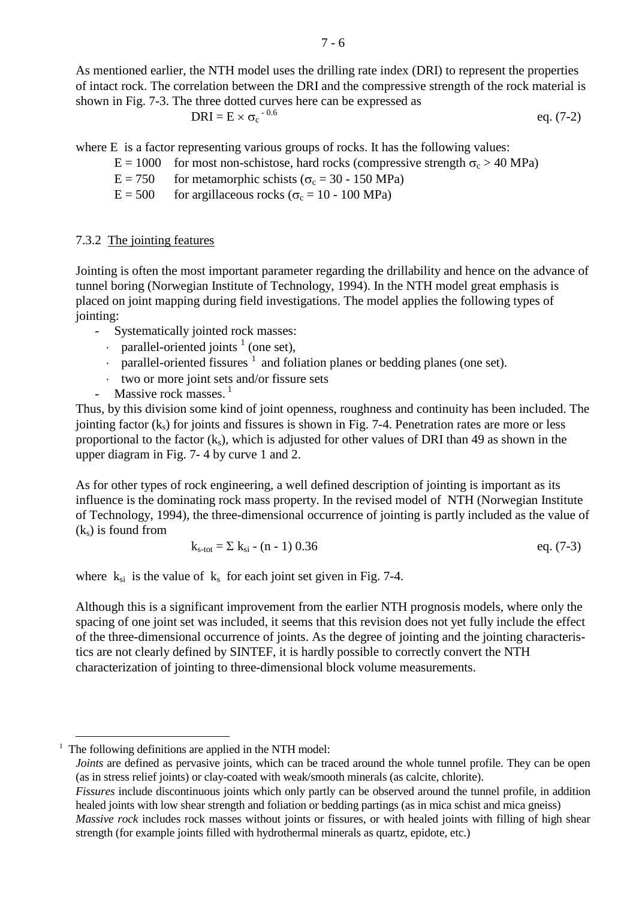As mentioned earlier, the NTH model uses the drilling rate index (DRI) to represent the properties of intact rock. The correlation between the DRI and the compressive strength of the rock material is shown in Fig. 7-3. The three dotted curves here can be expressed as

$$DRI = E \times \sigma_c^{-0.6} \qquad \text{eq. (7-2)}$$

where E is a factor representing various groups of rocks. It has the following values:

- $E = 1000$ for most non-schistose, hard rocks (compressive strength $\sigma_c > 40$ MPa)
- $E = 750$ for metamorphic schists ($\sigma_c = 30 - 150$ MPa)
- $E = 500$ for argillaceous rocks ($\sigma_c = 10 - 100$ MPa)

### 7.3.2 The jointing features

Jointing is often the most important parameter regarding the drillability and hence on the advance of tunnel boring (Norwegian Institute of Technology, 1994). In the NTH model great emphasis is placed on joint mapping during field investigations. The model applies the following types of jointing:

- Systematically jointed rock masses:
  - parallel-oriented joints [1] (one set),
  - parallel-oriented fissures [1] and foliation planes or bedding planes (one set).
  - two or more joint sets and/or fissure sets
- Massive rock masses. [1]

Thus, by this division some kind of joint openness, roughness and continuity has been included. The jointing factor ($k_s$) for joints and fissures is shown in Fig. 7-4. Penetration rates are more or less proportional to the factor ($k_s$), which is adjusted for other values of DRI than 49 as shown in the upper diagram in Fig. 7- 4 by curve 1 and 2.

As for other types of rock engineering, a well defined description of jointing is important as its influence is the dominating rock mass property. In the revised model of NTH (Norwegian Institute of Technology, 1994), the three-dimensional occurrence of jointing is partly included as the value of ($k_s$) is found from

$$k_{s\text{-}tot} = \Sigma\, k_{si} - (n - 1)\, 0.36 \qquad \text{eq. (7-3)}$$

where $k_{si}$ is the value of $k_s$ for each joint set given in Fig. 7-4.

Although this is a significant improvement from the earlier NTH prognosis models, where only the spacing of one joint set was included, it seems that this revision does not yet fully include the effect of the three-dimensional occurrence of joints. As the degree of jointing and the jointing characteristics are not clearly defined by SINTEF, it is hardly possible to correctly convert the NTH characterization of jointing to three-dimensional block volume measurements.

---

[1] The following definitions are applied in the NTH model:
*Joints* are defined as pervasive joints, which can be traced around the whole tunnel profile. They can be open (as in stress relief joints) or clay-coated with weak/smooth minerals (as calcite, chlorite).
*Fissures* include discontinuous joints which only partly can be observed around the tunnel profile, in addition healed joints with low shear strength and foliation or bedding partings (as in mica schist and mica gneiss)
*Massive rock* includes rock masses without joints or fissures, or with healed joints with filling of high shear strength (for example joints filled with hydrothermal minerals as quartz, epidote, etc.)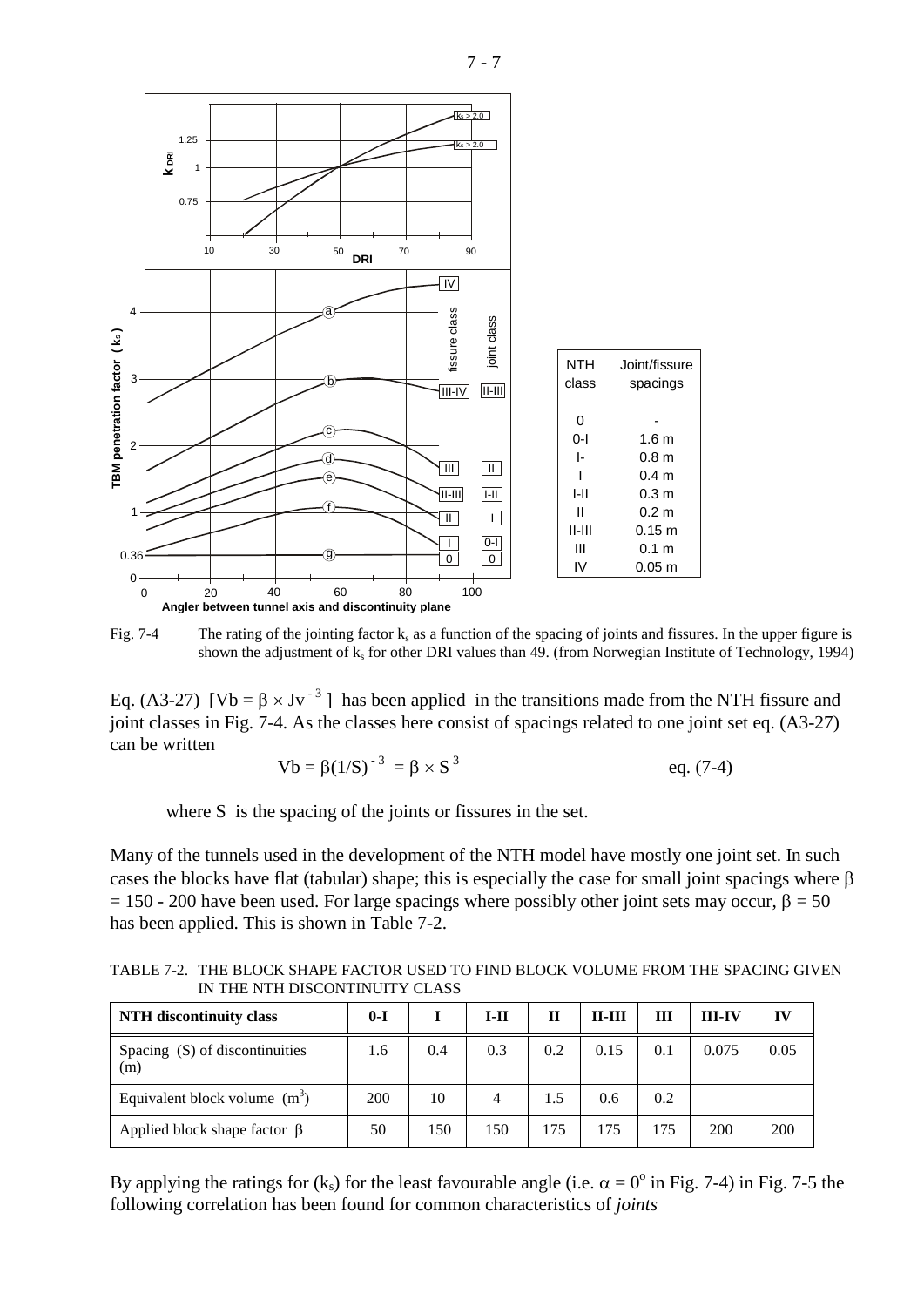| NTH class | Joint/fissure spacings |
|---|---|
| 0 | - |
| 0-I | 1.6 m |
| I- | 0.8 m |
| I | 0.4 m |
| I-II | 0.3 m |
| II | 0.2 m |
| II-III | 0.15 m |
| III | 0.1 m |
| IV | 0.05 m |

Fig. 7-4 The rating of the jointing factor $k_s$ as a function of the spacing of joints and fissures. In the upper figure is shown the adjustment of $k_s$ for other DRI values than 49. (from Norwegian Institute of Technology, 1994)

Eq. (A3-27) [$Vb = \beta \times Jv^{-3}$] has been applied in the transitions made from the NTH fissure and joint classes in Fig. 7-4. As the classes here consist of spacings related to one joint set eq. (A3-27) can be written

$$Vb = \beta(1/S)^{-3} = \beta \times S^3 \qquad \text{eq. (7-4)}$$

where S is the spacing of the joints or fissures in the set.

Many of the tunnels used in the development of the NTH model have mostly one joint set. In such cases the blocks have flat (tabular) shape; this is especially the case for small joint spacings where $\beta = 150 - 200$ have been used. For large spacings where possibly other joint sets may occur, $\beta = 50$ has been applied. This is shown in Table 7-2.

TABLE 7-2. THE BLOCK SHAPE FACTOR USED TO FIND BLOCK VOLUME FROM THE SPACING GIVEN IN THE NTH DISCONTINUITY CLASS

| **NTH discontinuity class** | **0-I** | **I** | **I-II** | **II** | **II-III** | **III** | **III-IV** | **IV** |
|---|---|---|---|---|---|---|---|---|
| Spacing (S) of discontinuities (m) | 1.6 | 0.4 | 0.3 | 0.2 | 0.15 | 0.1 | 0.075 | 0.05 |
| Equivalent block volume ($m^3$) | 200 | 10 | 4 | 1.5 | 0.6 | 0.2 | | |
| Applied block shape factor $\beta$ | 50 | 150 | 150 | 175 | 175 | 175 | 200 | 200 |

By applying the ratings for ($k_s$) for the least favourable angle (i.e. $\alpha = 0^o$ in Fig. 7-4) in Fig. 7-5 the following correlation has been found for common characteristics of *joints*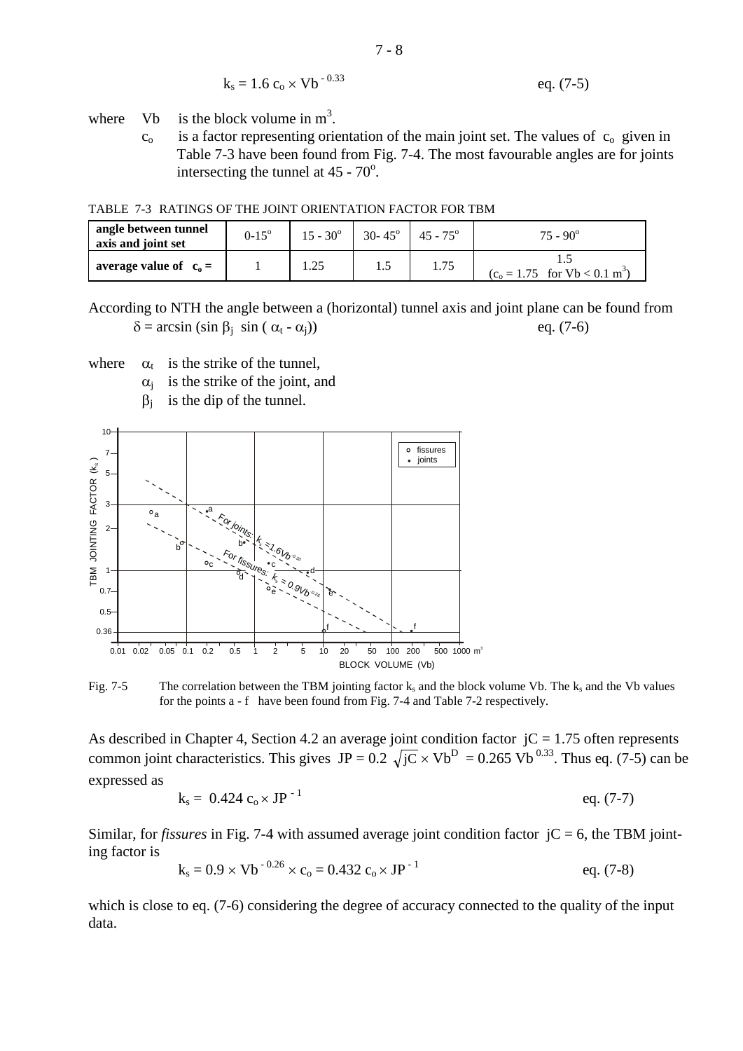$$k_s = 1.6\, c_o \times Vb^{-0.33} \qquad \text{eq. (7-5)}$$

where $Vb$ is the block volume in $m^3$.

$c_o$ is a factor representing orientation of the main joint set. The values of $c_o$ given in Table 7-3 have been found from Fig. 7-4. The most favourable angles are for joints intersecting the tunnel at 45 - 70°.

TABLE 7-3 RATINGS OF THE JOINT ORIENTATION FACTOR FOR TBM

| **angle between tunnel axis and joint set** | 0-15° | 15 - 30° | 30- 45° | 45 - 75° | 75 - 90° |
|---|---|---|---|---|---|
| **average value of $c_o$ =** | 1 | 1.25 | 1.5 | 1.75 | 1.5 ($c_o$ = 1.75 for $Vb < 0.1\ m^3$) |

According to NTH the angle between a (horizontal) tunnel axis and joint plane can be found from

$$\delta = \arcsin(\sin \beta_j \ \sin(\alpha_t - \alpha_j)) \qquad \text{eq. (7-6)}$$

where $\alpha_t$ is the strike of the tunnel,

$\alpha_j$ is the strike of the joint, and

$\beta_j$ is the dip of the tunnel.

Fig. 7-5 The correlation between the TBM jointing factor $k_s$ and the block volume Vb. The $k_s$ and the Vb values for the points a - f have been found from Fig. 7-4 and Table 7-2 respectively.

As described in Chapter 4, Section 4.2 an average joint condition factor jC = 1.75 often represents common joint characteristics. This gives $JP = 0.2\sqrt{jC} \times Vb^D = 0.265\ Vb^{0.33}$. Thus eq. (7-5) can be expressed as

$$k_s = 0.424\, c_o \times JP^{-1} \qquad \text{eq. (7-7)}$$

Similar, for *fissures* in Fig. 7-4 with assumed average joint condition factor jC = 6, the TBM jointing factor is

$$k_s = 0.9 \times Vb^{-0.26} \times c_o = 0.432\, c_o \times JP^{-1} \qquad \text{eq. (7-8)}$$

which is close to eq. (7-6) considering the degree of accuracy connected to the quality of the input data.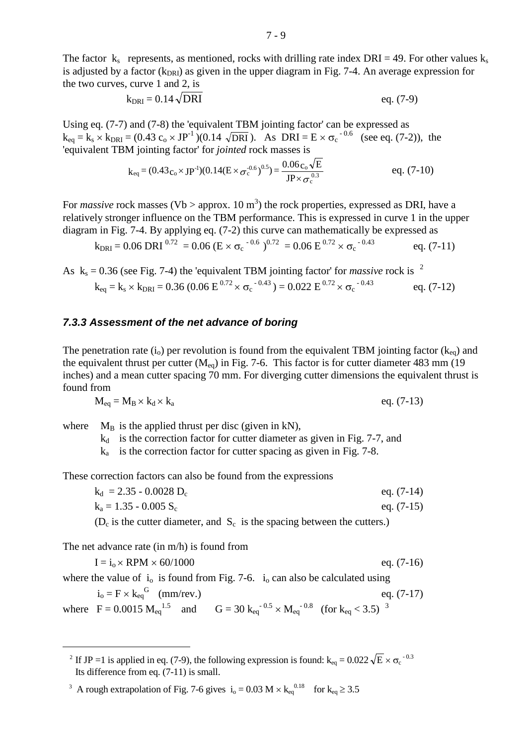The factor $k_s$ represents, as mentioned, rocks with drilling rate index DRI = 49. For other values $k_s$ is adjusted by a factor ($k_{DRI}$) as given in the upper diagram in Fig. 7-4. An average expression for the two curves, curve 1 and 2, is

$$k_{DRI} = 0.14\sqrt{DRI} \qquad \text{eq. (7-9)}$$

Using eq. (7-7) and (7-8) the 'equivalent TBM jointing factor' can be expressed as $k_{eq} = k_s \times k_{DRI} = (0.43\, c_o \times JP^{-1})(0.14\sqrt{DRI})$. As $DRI = E \times \sigma_c^{-0.6}$ (see eq. (7-2)), the 'equivalent TBM jointing factor' for *jointed* rock masses is

$$k_{eq} = (0.43 c_o \times JP^{-1})(0.14(E \times \sigma_c^{-0.6})^{0.5}) = \frac{0.06\, c_o \sqrt{E}}{JP \times \sigma_c^{0.3}} \qquad \text{eq. (7-10)}$$

For *massive* rock masses (Vb > approx. 10 $m^3$) the rock properties, expressed as DRI, have a relatively stronger influence on the TBM performance. This is expressed in curve 1 in the upper diagram in Fig. 7-4. By applying eq. (7-2) this curve can mathematically be expressed as

$$k_{DRI} = 0.06\, DRI^{0.72} = 0.06\,(E \times \sigma_c^{-0.6})^{0.72} = 0.06\, E^{0.72} \times \sigma_c^{-0.43} \qquad \text{eq. (7-11)}$$

As $k_s = 0.36$ (see Fig. 7-4) the 'equivalent TBM jointing factor' for *massive* rock is [2]

$$k_{eq} = k_s \times k_{DRI} = 0.36\,(0.06\, E^{0.72} \times \sigma_c^{-0.43}) = 0.022\, E^{0.72} \times \sigma_c^{-0.43} \qquad \text{eq. (7-12)}$$

### *7.3.3 Assessment of the net advance of boring*

The penetration rate ($i_o$) per revolution is found from the equivalent TBM jointing factor ($k_{eq}$) and the equivalent thrust per cutter ($M_{eq}$) in Fig. 7-6. This factor is for cutter diameter 483 mm (19 inches) and a mean cutter spacing 70 mm. For diverging cutter dimensions the equivalent thrust is found from

$$M_{eq} = M_B \times k_d \times k_a \qquad \text{eq. (7-13)}$$

where $M_B$ is the applied thrust per disc (given in kN),
$k_d$ is the correction factor for cutter diameter as given in Fig. 7-7, and
$k_a$ is the correction factor for cutter spacing as given in Fig. 7-8.

These correction factors can also be found from the expressions

$$k_d = 2.35 - 0.0028\, D_c \qquad \text{eq. (7-14)}$$

$$k_a = 1.35 - 0.005\, S_c \qquad \text{eq. (7-15)}$$

($D_c$ is the cutter diameter, and $S_c$ is the spacing between the cutters.)

The net advance rate (in m/h) is found from

$$I = i_o \times RPM \times 60/1000 \qquad \text{eq. (7-16)}$$

where the value of $i_o$ is found from Fig. 7-6. $i_o$ can also be calculated using

$$i_o = F \times k_{eq}^{G} \quad \text{(mm/rev.)} \qquad \text{eq. (7-17)}$$

where $F = 0.0015\, M_{eq}^{1.5}$ and $G = 30\, k_{eq}^{-0.5} \times M_{eq}^{-0.8}$ (for $k_{eq} < 3.5$) [3]

---

[2] If JP = 1 is applied in eq. (7-9), the following expression is found: $k_{eq} = 0.022\sqrt{E} \times \sigma_c^{-0.3}$ Its difference from eq. (7-11) is small.

[3] A rough extrapolation of Fig. 7-6 gives $i_o = 0.03\, M \times k_{eq}^{0.18}$ for $k_{eq} \geq 3.5$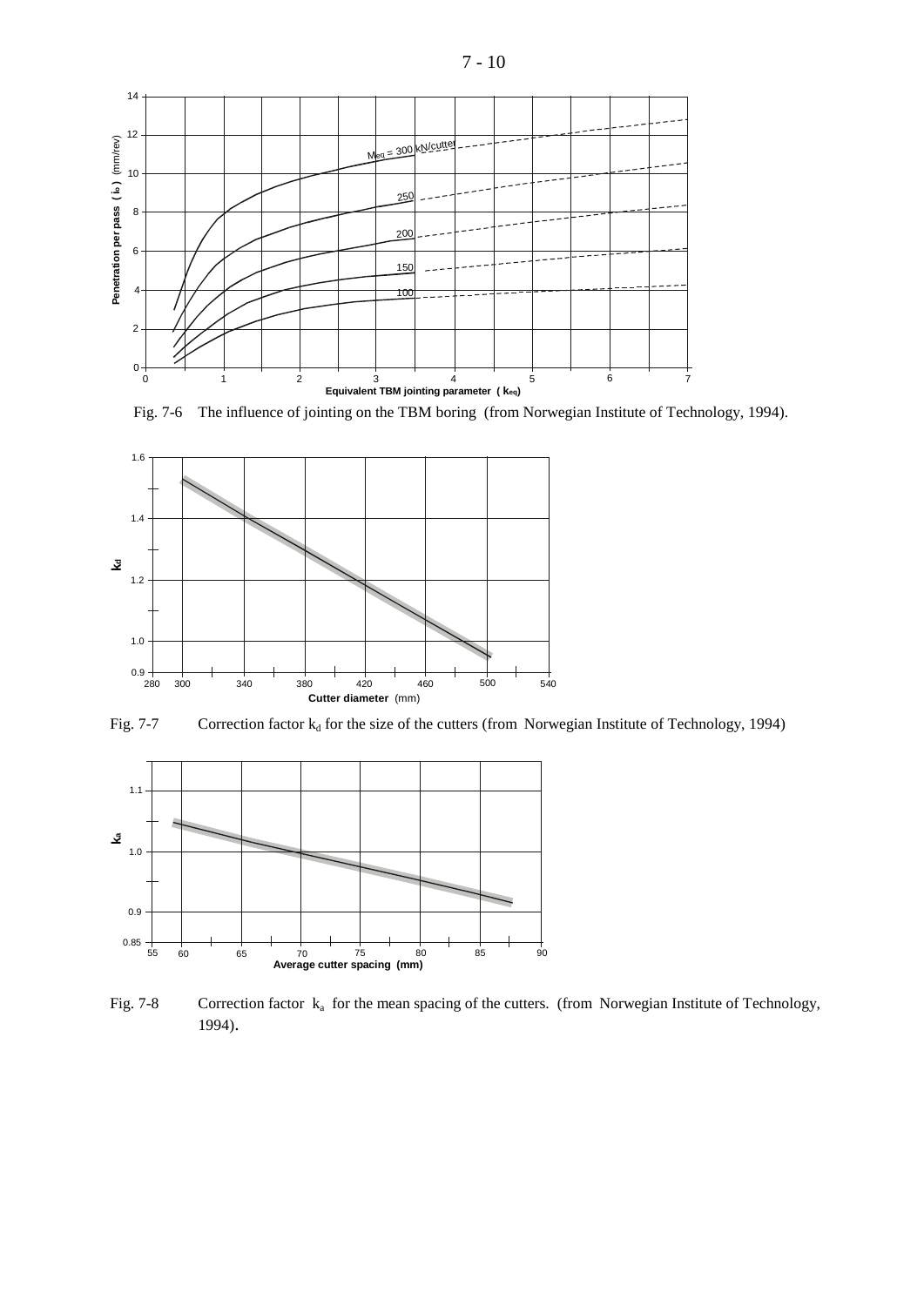Fig. 7-6 The influence of jointing on the TBM boring (from Norwegian Institute of Technology, 1994).

Fig. 7-7 Correction factor $k_d$ for the size of the cutters (from Norwegian Institute of Technology, 1994)

Fig. 7-8 Correction factor $k_a$ for the mean spacing of the cutters. (from Norwegian Institute of Technology, 1994).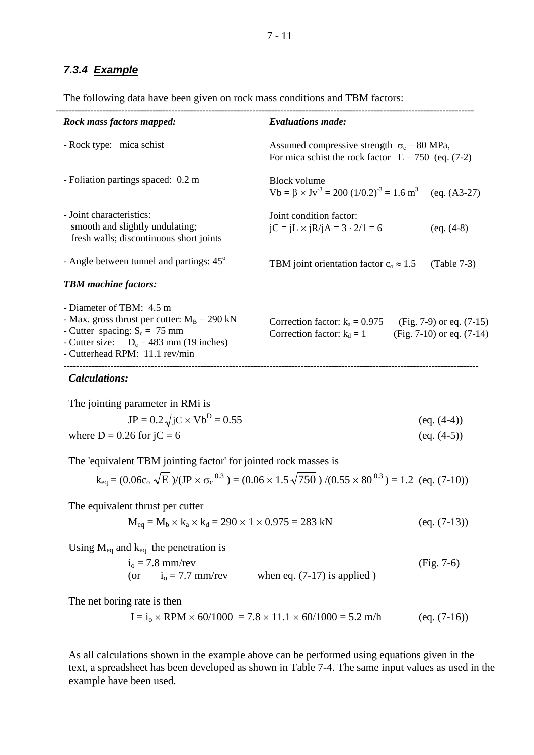### *7.3.4 Example*

The following data have been given on rock mass conditions and TBM factors:

| *Rock mass factors mapped:* | *Evaluations made:* |
|---|---|
| - Rock type: mica schist | Assumed compressive strength $\sigma_c = 80$ MPa, For mica schist the rock factor $E = 750$ (eq. (7-2) |
| - Foliation partings spaced: 0.2 m | Block volume $Vb = \beta \times Jv^{-3} = 200\ (1/0.2)^{-3} = 1.6\ m^3$ (eq. (A3-27) |
| - Joint characteristics: smooth and slightly undulating; fresh walls; discontinuous short joints | Joint condition factor: $jC = jL \times jR/jA = 3 \cdot 2/1 = 6$ (eq. (4-8) |
| - Angle between tunnel and partings: 45° | TBM joint orientation factor $c_o \approx 1.5$ (Table 7-3) |

***TBM machine factors:***

- Diameter of TBM: 4.5 m
- Max. gross thrust per cutter: $M_B = 290$ kN
- Cutter spacing: $S_c = 75$ mm
- Cutter size: $D_c = 483$ mm (19 inches)
- Cutterhead RPM: 11.1 rev/min

Correction factor: $k_a = 0.975$ (Fig. 7-9) or eq. (7-15)
Correction factor: $k_d = 1$ (Fig. 7-10) or eq. (7-14)

***Calculations:***

The jointing parameter in RMi is

$$JP = 0.2\sqrt{jC} \times Vb^D = 0.55 \qquad \text{(eq. (4-4))}$$

where $D = 0.26$ for $jC = 6$ (eq. (4-5))

The 'equivalent TBM jointing factor' for jointed rock masses is

$$k_{eq} = (0.06c_o\sqrt{E})/(JP \times \sigma_c^{\ 0.3}) = (0.06 \times 1.5\sqrt{750})/(0.55 \times 80^{\ 0.3}) = 1.2 \quad \text{(eq. (7-10))}$$

The equivalent thrust per cutter

$$M_{eq} = M_b \times k_a \times k_d = 290 \times 1 \times 0.975 = 283 \text{ kN} \qquad \text{(eq. (7-13))}$$

Using $M_{eq}$ and $k_{eq}$ the penetration is

$i_o = 7.8$ mm/rev (Fig. 7-6)
(or $i_o = 7.7$ mm/rev when eq. (7-17) is applied )

The net boring rate is then

$$I = i_o \times RPM \times 60/1000 = 7.8 \times 11.1 \times 60/1000 = 5.2 \text{ m/h} \qquad \text{(eq. (7-16))}$$

As all calculations shown in the example above can be performed using equations given in the text, a spreadsheet has been developed as shown in Table 7-4. The same input values as used in the example have been used.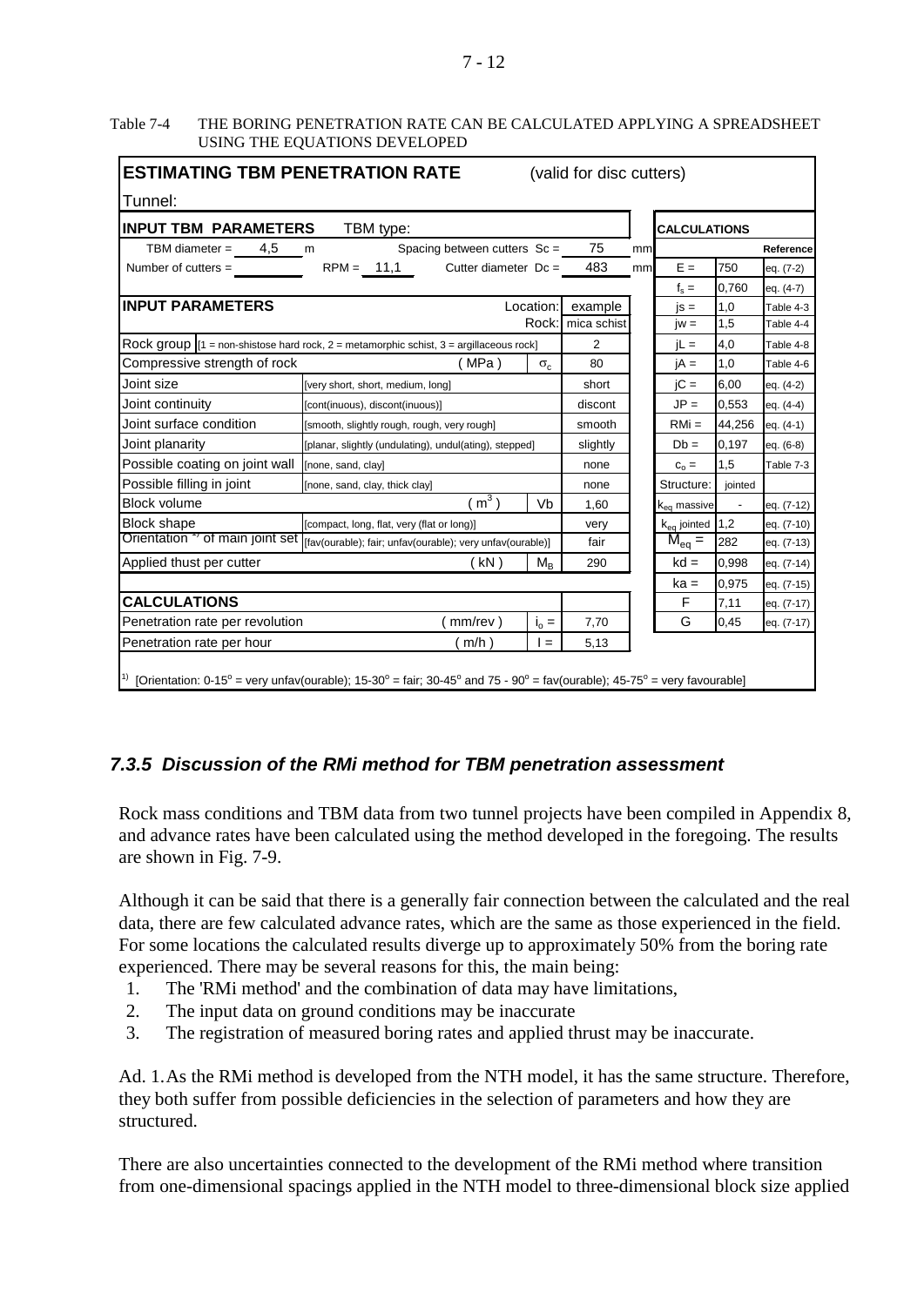Table 7-4 THE BORING PENETRATION RATE CAN BE CALCULATED APPLYING A SPREADSHEET USING THE EQUATIONS DEVELOPED

| **ESTIMATING TBM PENETRATION RATE** (valid for disc cutters) | | | | | | |
|---|---|---|---|---|---|---|
| Tunnel: | | | | | | |
| **INPUT TBM PARAMETERS** TBM type: | | | | **CALCULATIONS** | | |
| TBM diameter = 4,5 m | Spacing between cutters Sc = | 75 mm | | | | **Reference** |
| Number of cutters = RPM = 11,1 | Cutter diameter Dc = | 483 mm | | E = | 750 | eq. (7-2) |
| | | | | $f_s$ = | 0,760 | eq. (4-7) |
| **INPUT PARAMETERS** | Location: | example | | js = | 1,0 | Table 4-3 |
| | Rock: | mica schist | | jw = | 1,5 | Table 4-4 |
| Rock group [1 = non-shistose hard rock, 2 = metamorphic schist, 3 = argillaceous rock] | | 2 | | jL = | 4,0 | Table 4-8 |
| Compressive strength of rock ( MPa ) | $\sigma_c$ | 80 | | jA = | 1,0 | Table 4-6 |
| Joint size [very short, short, medium, long] | | short | | jC = | 6,00 | eq. (4-2) |
| Joint continuity [cont(inuous), discont(inuous)] | | discont | | JP = | 0,553 | eq. (4-4) |
| Joint surface condition [smooth, slightly rough, rough, very rough] | | smooth | | RMi = | 44,256 | eq. (4-1) |
| Joint planarity [planar, slightly (undulating), undul(ating), stepped] | | slightly | | Db = | 0,197 | eq. (6-8) |
| Possible coating on joint wall [none, sand, clay] | | none | | $c_o$ = | 1,5 | Table 7-3 |
| Possible filling in joint [none, sand, clay, thick clay] | | none | | Structure: | jointed | |
| Block volume ( $m^3$ ) | Vb | 1,60 | | $k_{eq}$ massive | - | eq. (7-12) |
| Block shape [compact, long, flat, very (flat or long)] | | very | | $k_{eq}$ jointed | 1,2 | eq. (7-10) |
| Orientation [1) of main joint set [fav(ourable); fair; unfav(ourable); very unfav(ourable)] | | fair | | $M_{eq}$ = | 282 | eq. (7-13) |
| Applied thust per cutter ( kN ) | $M_B$ | 290 | | kd = | 0,998 | eq. (7-14) |
| | | | | ka = | 0,975 | eq. (7-15) |
| **CALCULATIONS** | | | | F | 7,11 | eq. (7-17) |
| Penetration rate per revolution ( mm/rev ) | $i_o$ = | 7,70 | | G | 0,45 | eq. (7-17) |
| Penetration rate per hour ( m/h ) | I = | 5,13 | | | | |

[1) [Orientation: 0-15° = very unfav(ourable); 15-30° = fair; 30-45° and 75 - 90° = fav(ourable); 45-75° = very favourable]

### *7.3.5 Discussion of the RMi method for TBM penetration assessment*

Rock mass conditions and TBM data from two tunnel projects have been compiled in Appendix 8, and advance rates have been calculated using the method developed in the foregoing. The results are shown in Fig. 7-9.

Although it can be said that there is a generally fair connection between the calculated and the real data, there are few calculated advance rates, which are the same as those experienced in the field. For some locations the calculated results diverge up to approximately 50% from the boring rate experienced. There may be several reasons for this, the main being:

1. The 'RMi method' and the combination of data may have limitations,
2. The input data on ground conditions may be inaccurate
3. The registration of measured boring rates and applied thrust may be inaccurate.

Ad. 1. As the RMi method is developed from the NTH model, it has the same structure. Therefore, they both suffer from possible deficiencies in the selection of parameters and how they are structured.

There are also uncertainties connected to the development of the RMi method where transition from one-dimensional spacings applied in the NTH model to three-dimensional block size applied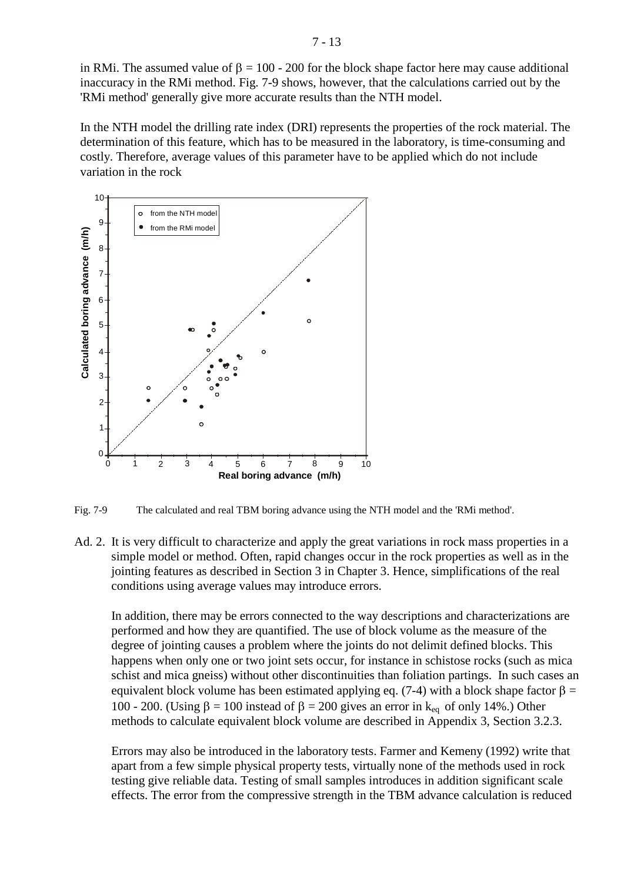in RMi. The assumed value of $\beta = 100$ - 200 for the block shape factor here may cause additional inaccuracy in the RMi method. Fig. 7-9 shows, however, that the calculations carried out by the 'RMi method' generally give more accurate results than the NTH model.

In the NTH model the drilling rate index (DRI) represents the properties of the rock material. The determination of this feature, which has to be measured in the laboratory, is time-consuming and costly. Therefore, average values of this parameter have to be applied which do not include variation in the rock

Fig. 7-9 The calculated and real TBM boring advance using the NTH model and the 'RMi method'.

Ad. 2. It is very difficult to characterize and apply the great variations in rock mass properties in a simple model or method. Often, rapid changes occur in the rock properties as well as in the jointing features as described in Section 3 in Chapter 3. Hence, simplifications of the real conditions using average values may introduce errors.

In addition, there may be errors connected to the way descriptions and characterizations are performed and how they are quantified. The use of block volume as the measure of the degree of jointing causes a problem where the joints do not delimit defined blocks. This happens when only one or two joint sets occur, for instance in schistose rocks (such as mica schist and mica gneiss) without other discontinuities than foliation partings. In such cases an equivalent block volume has been estimated applying eq. (7-4) with a block shape factor $\beta =$ 100 - 200. (Using $\beta = 100$ instead of $\beta = 200$ gives an error in $k_{eq}$ of only 14%.) Other methods to calculate equivalent block volume are described in Appendix 3, Section 3.2.3.

Errors may also be introduced in the laboratory tests. Farmer and Kemeny (1992) write that apart from a few simple physical property tests, virtually none of the methods used in rock testing give reliable data. Testing of small samples introduces in addition significant scale effects. The error from the compressive strength in the TBM advance calculation is reduced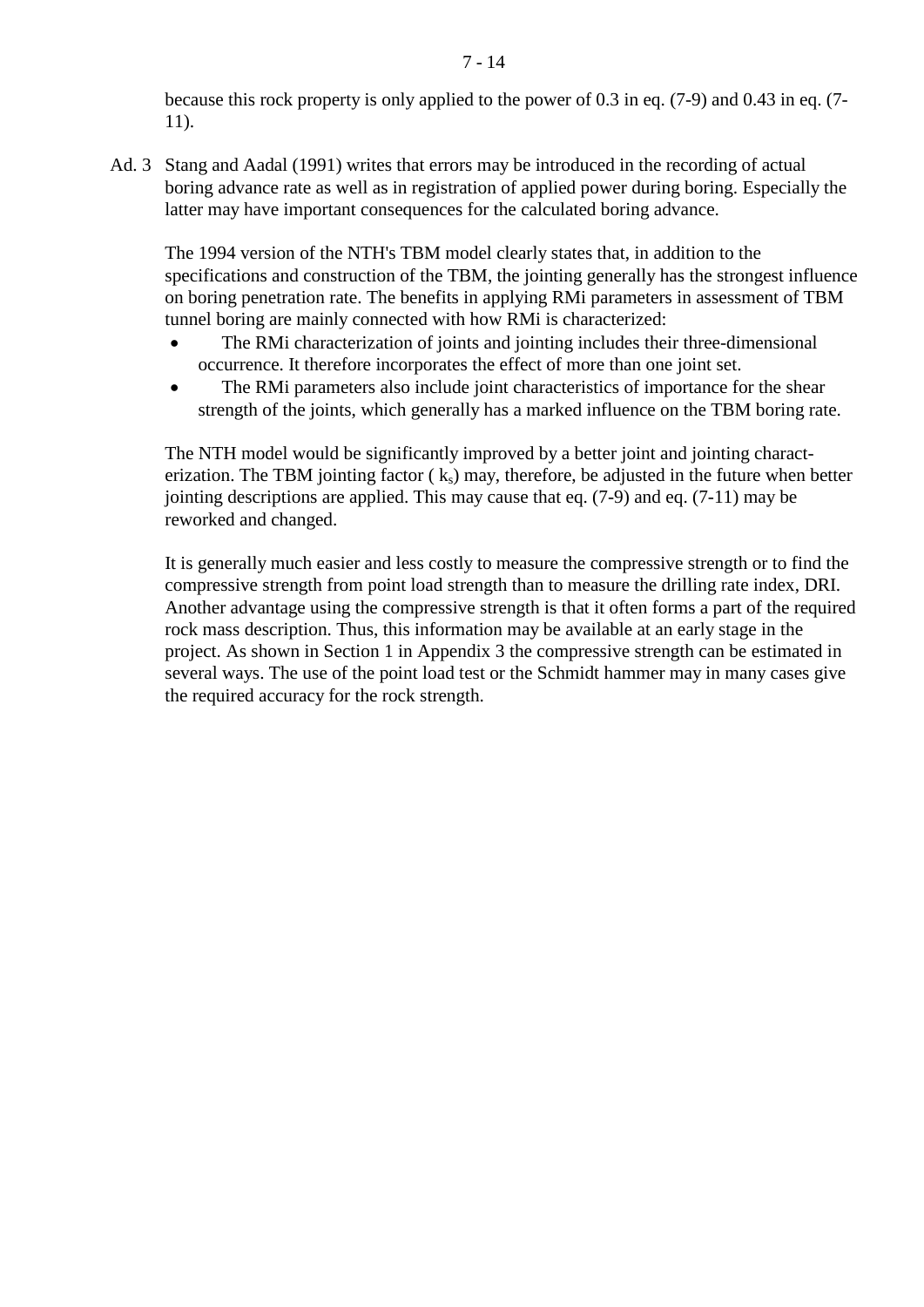because this rock property is only applied to the power of 0.3 in eq. (7-9) and 0.43 in eq. (7-11).

Ad. 3 Stang and Aadal (1991) writes that errors may be introduced in the recording of actual boring advance rate as well as in registration of applied power during boring. Especially the latter may have important consequences for the calculated boring advance.

The 1994 version of the NTH's TBM model clearly states that, in addition to the specifications and construction of the TBM, the jointing generally has the strongest influence on boring penetration rate. The benefits in applying RMi parameters in assessment of TBM tunnel boring are mainly connected with how RMi is characterized:

- The RMi characterization of joints and jointing includes their three-dimensional occurrence. It therefore incorporates the effect of more than one joint set.
- The RMi parameters also include joint characteristics of importance for the shear strength of the joints, which generally has a marked influence on the TBM boring rate.

The NTH model would be significantly improved by a better joint and jointing characterization. The TBM jointing factor ( $k_s$) may, therefore, be adjusted in the future when better jointing descriptions are applied. This may cause that eq. (7-9) and eq. (7-11) may be reworked and changed.

It is generally much easier and less costly to measure the compressive strength or to find the compressive strength from point load strength than to measure the drilling rate index, DRI. Another advantage using the compressive strength is that it often forms a part of the required rock mass description. Thus, this information may be available at an early stage in the project. As shown in Section 1 in Appendix 3 the compressive strength can be estimated in several ways. The use of the point load test or the Schmidt hammer may in many cases give the required accuracy for the rock strength.